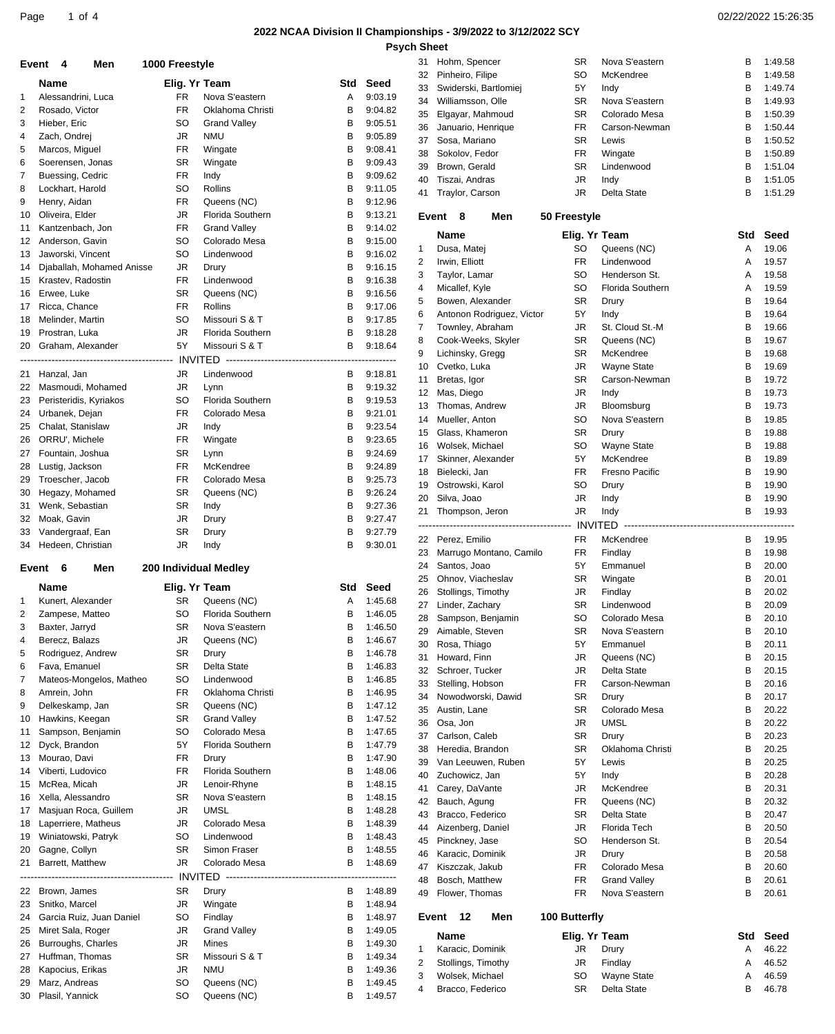## 2022 NCAA Division II Championships - 3/9/2022 to 3/12/2022 SCY

### Psych Sheet

### Event 4 Men 1000 Freestyle

| | Name | Elig. Yr | Team | Std | Seed |
|---|---|---|---|---|---|
| 1 | Alessandrini, Luca | FR | Nova S'eastern | A | 9:03.19 |
| 2 | Rosado, Victor | FR | Oklahoma Christi | B | 9:04.82 |
| 3 | Hieber, Eric | SO | Grand Valley | B | 9:05.51 |
| 4 | Zach, Ondrej | JR | NMU | B | 9:05.89 |
| 5 | Marcos, Miguel | FR | Wingate | B | 9:08.41 |
| 6 | Soerensen, Jonas | SR | Wingate | B | 9:09.43 |
| 7 | Buessing, Cedric | FR | Indy | B | 9:09.62 |
| 8 | Lockhart, Harold | SO | Rollins | B | 9:11.05 |
| 9 | Henry, Aidan | FR | Queens (NC) | B | 9:12.96 |
| 10 | Oliveira, Elder | JR | Florida Southern | B | 9:13.21 |
| 11 | Kantzenbach, Jon | FR | Grand Valley | B | 9:14.02 |
| 12 | Anderson, Gavin | SO | Colorado Mesa | B | 9:15.00 |
| 13 | Jaworski, Vincent | SO | Lindenwood | B | 9:16.02 |
| 14 | Djaballah, Mohamed Anisse | JR | Drury | B | 9:16.15 |
| 15 | Krastev, Radostin | FR | Lindenwood | B | 9:16.38 |
| 16 | Erwee, Luke | SR | Queens (NC) | B | 9:16.56 |
| 17 | Ricca, Chance | FR | Rollins | B | 9:17.06 |
| 18 | Melinder, Martin | SO | Missouri S & T | B | 9:17.85 |
| 19 | Prostran, Luka | JR | Florida Southern | B | 9:18.28 |
| 20 | Graham, Alexander | 5Y | Missouri S & T | B | 9:18.64 |
| | INVITED | | | | |
| 21 | Hanzal, Jan | JR | Lindenwood | B | 9:18.81 |
| 22 | Masmoudi, Mohamed | JR | Lynn | B | 9:19.32 |
| 23 | Peristeridis, Kyriakos | SO | Florida Southern | B | 9:19.53 |
| 24 | Urbanek, Dejan | FR | Colorado Mesa | B | 9:21.01 |
| 25 | Chalat, Stanislaw | JR | Indy | B | 9:23.54 |
| 26 | ORRU', Michele | FR | Wingate | B | 9:23.65 |
| 27 | Fountain, Joshua | SR | Lynn | B | 9:24.69 |
| 28 | Lustig, Jackson | FR | McKendree | B | 9:24.89 |
| 29 | Troescher, Jacob | FR | Colorado Mesa | B | 9:25.73 |
| 30 | Hegazy, Mohamed | SR | Queens (NC) | B | 9:26.24 |
| 31 | Wenk, Sebastian | SR | Indy | B | 9:27.36 |
| 32 | Moak, Gavin | JR | Drury | B | 9:27.47 |
| 33 | Vandergraaf, Ean | SR | Drury | B | 9:27.79 |
| 34 | Hedeen, Christian | JR | Indy | B | 9:30.01 |

### Event 6 Men 200 Individual Medley

| | Name | Elig. Yr | Team | Std | Seed |
|---|---|---|---|---|---|
| 1 | Kunert, Alexander | SR | Queens (NC) | A | 1:45.68 |
| 2 | Zampese, Matteo | SO | Florida Southern | B | 1:46.05 |
| 3 | Baxter, Jarryd | SR | Nova S'eastern | B | 1:46.50 |
| 4 | Berecz, Balazs | JR | Queens (NC) | B | 1:46.67 |
| 5 | Rodriguez, Andrew | SR | Drury | B | 1:46.78 |
| 6 | Fava, Emanuel | SR | Delta State | B | 1:46.83 |
| 7 | Mateos-Mongelos, Matheo | SO | Lindenwood | B | 1:46.85 |
| 8 | Amrein, John | FR | Oklahoma Christi | B | 1:46.95 |
| 9 | Delkeskamp, Jan | SR | Queens (NC) | B | 1:47.12 |
| 10 | Hawkins, Keegan | SR | Grand Valley | B | 1:47.52 |
| 11 | Sampson, Benjamin | SO | Colorado Mesa | B | 1:47.65 |
| 12 | Dyck, Brandon | 5Y | Florida Southern | B | 1:47.79 |
| 13 | Mourao, Davi | FR | Drury | B | 1:47.90 |
| 14 | Viberti, Ludovico | FR | Florida Southern | B | 1:48.06 |
| 15 | McRea, Micah | JR | Lenoir-Rhyne | B | 1:48.15 |
| 16 | Xella, Alessandro | SR | Nova S'eastern | B | 1:48.15 |
| 17 | Masjuan Roca, Guillem | JR | UMSL | B | 1:48.28 |
| 18 | Laperriere, Matheus | JR | Colorado Mesa | B | 1:48.39 |
| 19 | Winiatowski, Patryk | SO | Lindenwood | B | 1:48.43 |
| 20 | Gagne, Collyn | SR | Simon Fraser | B | 1:48.55 |
| 21 | Barrett, Matthew | JR | Colorado Mesa | B | 1:48.69 |
| | INVITED | | | | |
| 22 | Brown, James | SR | Drury | B | 1:48.89 |
| 23 | Snitko, Marcel | JR | Wingate | B | 1:48.94 |
| 24 | Garcia Ruiz, Juan Daniel | SO | Findlay | B | 1:48.97 |
| 25 | Miret Sala, Roger | JR | Grand Valley | B | 1:49.05 |
| 26 | Burroughs, Charles | JR | Mines | B | 1:49.30 |
| 27 | Huffman, Thomas | SR | Missouri S & T | B | 1:49.34 |
| 28 | Kapocius, Erikas | JR | NMU | B | 1:49.36 |
| 29 | Marz, Andreas | SO | Queens (NC) | B | 1:49.45 |
| 30 | Plasil, Yannick | SO | Queens (NC) | B | 1:49.57 |
| 31 | Hohm, Spencer | SR | Nova S'eastern | B | 1:49.58 |
| 32 | Pinheiro, Filipe | SO | McKendree | B | 1:49.58 |
| 33 | Swiderski, Bartlomiej | 5Y | Indy | B | 1:49.74 |
| 34 | Williamsson, Olle | SR | Nova S'eastern | B | 1:49.93 |
| 35 | Elgayar, Mahmoud | SR | Colorado Mesa | B | 1:50.39 |
| 36 | Januario, Henrique | FR | Carson-Newman | B | 1:50.44 |
| 37 | Sosa, Mariano | SR | Lewis | B | 1:50.52 |
| 38 | Sokolov, Fedor | FR | Wingate | B | 1:50.89 |
| 39 | Brown, Gerald | SR | Lindenwood | B | 1:51.04 |
| 40 | Tiszai, Andras | JR | Indy | B | 1:51.05 |
| 41 | Traylor, Carson | JR | Delta State | B | 1:51.29 |

### Event 8 Men 50 Freestyle

| | Name | Elig. Yr | Team | Std | Seed |
|---|---|---|---|---|---|
| 1 | Dusa, Matej | SO | Queens (NC) | A | 19.06 |
| 2 | Irwin, Elliott | FR | Lindenwood | A | 19.57 |
| 3 | Taylor, Lamar | SO | Henderson St. | A | 19.58 |
| 4 | Micallef, Kyle | SO | Florida Southern | A | 19.59 |
| 5 | Bowen, Alexander | SR | Drury | B | 19.64 |
| 6 | Antonon Rodriguez, Victor | 5Y | Indy | B | 19.64 |
| 7 | Townley, Abraham | JR | St. Cloud St.-M | B | 19.66 |
| 8 | Cook-Weeks, Skyler | SR | Queens (NC) | B | 19.67 |
| 9 | Lichinsky, Gregg | SR | McKendree | B | 19.68 |
| 10 | Cvetko, Luka | JR | Wayne State | B | 19.69 |
| 11 | Bretas, Igor | SR | Carson-Newman | B | 19.72 |
| 12 | Mas, Diego | JR | Indy | B | 19.73 |
| 13 | Thomas, Andrew | JR | Bloomsburg | B | 19.73 |
| 14 | Mueller, Anton | SO | Nova S'eastern | B | 19.85 |
| 15 | Glass, Khameron | SR | Drury | B | 19.88 |
| 16 | Wolsek, Michael | SO | Wayne State | B | 19.88 |
| 17 | Skinner, Alexander | 5Y | McKendree | B | 19.89 |
| 18 | Bielecki, Jan | FR | Fresno Pacific | B | 19.90 |
| 19 | Ostrowski, Karol | SO | Drury | B | 19.90 |
| 20 | Silva, Joao | JR | Indy | B | 19.90 |
| 21 | Thompson, Jeron | JR | Indy | B | 19.93 |
| | INVITED | | | | |
| 22 | Perez, Emilio | FR | McKendree | B | 19.95 |
| 23 | Marrugo Montano, Camilo | FR | Findlay | B | 19.98 |
| 24 | Santos, Joao | 5Y | Emmanuel | B | 20.00 |
| 25 | Ohnov, Viacheslav | SR | Wingate | B | 20.01 |
| 26 | Stollings, Timothy | JR | Findlay | B | 20.02 |
| 27 | Linder, Zachary | SR | Lindenwood | B | 20.09 |
| 28 | Sampson, Benjamin | SO | Colorado Mesa | B | 20.10 |
| 29 | Aimable, Steven | SR | Nova S'eastern | B | 20.10 |
| 30 | Rosa, Thiago | 5Y | Emmanuel | B | 20.11 |
| 31 | Howard, Finn | JR | Queens (NC) | B | 20.15 |
| 32 | Schroer, Tucker | JR | Delta State | B | 20.15 |
| 33 | Stelling, Hobson | FR | Carson-Newman | B | 20.16 |
| 34 | Nowodworski, Dawid | SR | Drury | B | 20.17 |
| 35 | Austin, Lane | SR | Colorado Mesa | B | 20.22 |
| 36 | Osa, Jon | JR | UMSL | B | 20.22 |
| 37 | Carlson, Caleb | SR | Drury | B | 20.23 |
| 38 | Heredia, Brandon | SR | Oklahoma Christi | B | 20.25 |
| 39 | Van Leeuwen, Ruben | 5Y | Lewis | B | 20.25 |
| 40 | Zuchowicz, Jan | 5Y | Indy | B | 20.28 |
| 41 | Carey, DaVante | JR | McKendree | B | 20.31 |
| 42 | Bauch, Agung | FR | Queens (NC) | B | 20.32 |
| 43 | Bracco, Federico | SR | Delta State | B | 20.47 |
| 44 | Aizenberg, Daniel | JR | Florida Tech | B | 20.50 |
| 45 | Pinckney, Jase | SO | Henderson St. | B | 20.54 |
| 46 | Karacic, Dominik | JR | Drury | B | 20.58 |
| 47 | Kiszczak, Jakub | FR | Colorado Mesa | B | 20.60 |
| 48 | Bosch, Matthew | FR | Grand Valley | B | 20.61 |
| 49 | Flower, Thomas | FR | Nova S'eastern | B | 20.61 |

### Event 12 Men 100 Butterfly

| | Name | Elig. Yr | Team | Std | Seed |
|---|---|---|---|---|---|
| 1 | Karacic, Dominik | JR | Drury | A | 46.22 |
| 2 | Stollings, Timothy | JR | Findlay | A | 46.52 |
| 3 | Wolsek, Michael | SO | Wayne State | A | 46.59 |
| 4 | Bracco, Federico | SR | Delta State | B | 46.78 |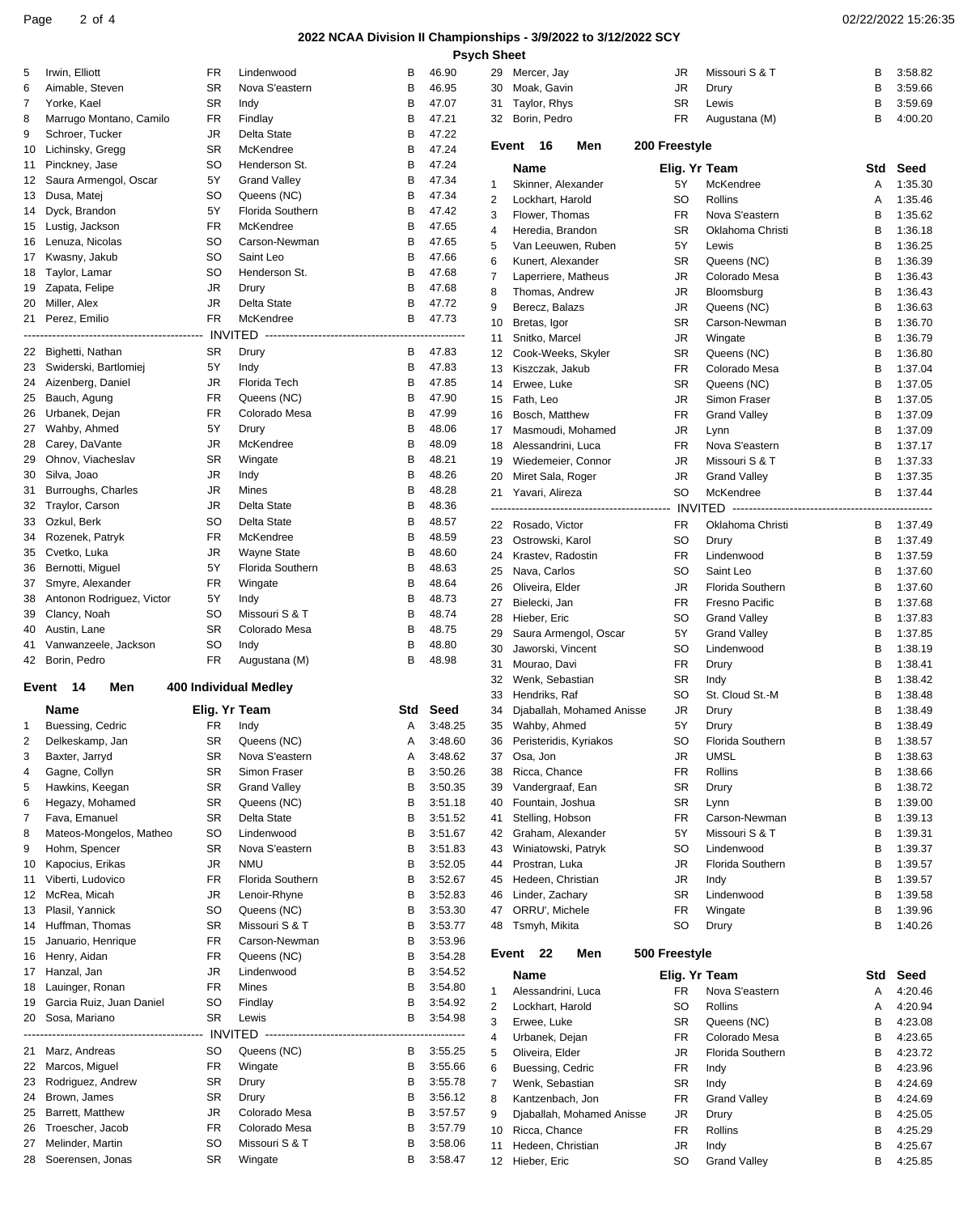## 2022 NCAA Division II Championships - 3/9/2022 to 3/12/2022 SCY

### Psych Sheet

| # | Name | Yr | Team | Std | Seed |
|---|---|---|---|---|---|
| 5 | Irwin, Elliott | FR | Lindenwood | B | 46.90 |
| 6 | Aimable, Steven | SR | Nova S'eastern | B | 46.95 |
| 7 | Yorke, Kael | SR | Indy | B | 47.07 |
| 8 | Marrugo Montano, Camilo | FR | Findlay | B | 47.21 |
| 9 | Schroer, Tucker | JR | Delta State | B | 47.22 |
| 10 | Lichinsky, Gregg | SR | McKendree | B | 47.24 |
| 11 | Pinckney, Jase | SO | Henderson St. | B | 47.24 |
| 12 | Saura Armengol, Oscar | 5Y | Grand Valley | B | 47.34 |
| 13 | Dusa, Matej | SO | Queens (NC) | B | 47.34 |
| 14 | Dyck, Brandon | 5Y | Florida Southern | B | 47.42 |
| 15 | Lustig, Jackson | FR | McKendree | B | 47.65 |
| 16 | Lenuza, Nicolas | SO | Carson-Newman | B | 47.65 |
| 17 | Kwasny, Jakub | SO | Saint Leo | B | 47.66 |
| 18 | Taylor, Lamar | SO | Henderson St. | B | 47.68 |
| 19 | Zapata, Felipe | JR | Drury | B | 47.68 |
| 20 | Miller, Alex | JR | Delta State | B | 47.72 |
| 21 | Perez, Emilio | FR | McKendree | B | 47.73 |
| | **INVITED** | | | | |
| 22 | Bighetti, Nathan | SR | Drury | B | 47.83 |
| 23 | Swiderski, Bartlomiej | 5Y | Indy | B | 47.83 |
| 24 | Aizenberg, Daniel | JR | Florida Tech | B | 47.85 |
| 25 | Bauch, Agung | FR | Queens (NC) | B | 47.90 |
| 26 | Urbanek, Dejan | FR | Colorado Mesa | B | 47.99 |
| 27 | Wahby, Ahmed | 5Y | Drury | B | 48.06 |
| 28 | Carey, DaVante | JR | McKendree | B | 48.09 |
| 29 | Ohnov, Viacheslav | SR | Wingate | B | 48.21 |
| 30 | Silva, Joao | JR | Indy | B | 48.26 |
| 31 | Burroughs, Charles | JR | Mines | B | 48.28 |
| 32 | Traylor, Carson | JR | Delta State | B | 48.36 |
| 33 | Ozkul, Berk | SO | Delta State | B | 48.57 |
| 34 | Rozenek, Patryk | FR | McKendree | B | 48.59 |
| 35 | Cvetko, Luka | JR | Wayne State | B | 48.60 |
| 36 | Bernotti, Miguel | 5Y | Florida Southern | B | 48.63 |
| 37 | Smyre, Alexander | FR | Wingate | B | 48.64 |
| 38 | Antonon Rodriguez, Victor | 5Y | Indy | B | 48.73 |
| 39 | Clancy, Noah | SO | Missouri S & T | B | 48.74 |
| 40 | Austin, Lane | SR | Colorado Mesa | B | 48.75 |
| 41 | Vanwanzeele, Jackson | SO | Indy | B | 48.80 |
| 42 | Borin, Pedro | FR | Augustana (M) | B | 48.98 |

### Event 14 Men 400 Individual Medley

| # | Name | Elig. Yr | Team | Std | Seed |
|---|---|---|---|---|---|
| 1 | Buessing, Cedric | FR | Indy | A | 3:48.25 |
| 2 | Delkeskamp, Jan | SR | Queens (NC) | A | 3:48.60 |
| 3 | Baxter, Jarryd | SR | Nova S'eastern | A | 3:48.62 |
| 4 | Gagne, Collyn | SR | Simon Fraser | B | 3:50.26 |
| 5 | Hawkins, Keegan | SR | Grand Valley | B | 3:50.35 |
| 6 | Hegazy, Mohamed | SR | Queens (NC) | B | 3:51.18 |
| 7 | Fava, Emanuel | SR | Delta State | B | 3:51.52 |
| 8 | Mateos-Mongelos, Matheo | SO | Lindenwood | B | 3:51.67 |
| 9 | Hohm, Spencer | SR | Nova S'eastern | B | 3:51.83 |
| 10 | Kapocius, Erikas | JR | NMU | B | 3:52.05 |
| 11 | Viberti, Ludovico | FR | Florida Southern | B | 3:52.67 |
| 12 | McRea, Micah | JR | Lenoir-Rhyne | B | 3:52.83 |
| 13 | Plasil, Yannick | SO | Queens (NC) | B | 3:53.30 |
| 14 | Huffman, Thomas | SR | Missouri S & T | B | 3:53.77 |
| 15 | Januario, Henrique | FR | Carson-Newman | B | 3:53.96 |
| 16 | Henry, Aidan | FR | Queens (NC) | B | 3:54.28 |
| 17 | Hanzal, Jan | JR | Lindenwood | B | 3:54.52 |
| 18 | Lauinger, Ronan | FR | Mines | B | 3:54.80 |
| 19 | Garcia Ruiz, Juan Daniel | SO | Findlay | B | 3:54.92 |
| 20 | Sosa, Mariano | SR | Lewis | B | 3:54.98 |
| | **INVITED** | | | | |
| 21 | Marz, Andreas | SO | Queens (NC) | B | 3:55.25 |
| 22 | Marcos, Miguel | FR | Wingate | B | 3:55.66 |
| 23 | Rodriguez, Andrew | SR | Drury | B | 3:55.78 |
| 24 | Brown, James | SR | Drury | B | 3:56.12 |
| 25 | Barrett, Matthew | JR | Colorado Mesa | B | 3:57.57 |
| 26 | Troescher, Jacob | FR | Colorado Mesa | B | 3:57.79 |
| 27 | Melinder, Martin | SO | Missouri S & T | B | 3:58.06 |
| 28 | Soerensen, Jonas | SR | Wingate | B | 3:58.47 |
| 29 | Mercer, Jay | JR | Missouri S & T | B | 3:58.82 |
| 30 | Moak, Gavin | JR | Drury | B | 3:59.66 |
| 31 | Taylor, Rhys | SR | Lewis | B | 3:59.69 |
| 32 | Borin, Pedro | FR | Augustana (M) | B | 4:00.20 |

### Event 16 Men 200 Freestyle

| # | Name | Elig. Yr | Team | Std | Seed |
|---|---|---|---|---|---|
| 1 | Skinner, Alexander | 5Y | McKendree | A | 1:35.30 |
| 2 | Lockhart, Harold | SO | Rollins | A | 1:35.46 |
| 3 | Flower, Thomas | FR | Nova S'eastern | B | 1:35.62 |
| 4 | Heredia, Brandon | SR | Oklahoma Christi | B | 1:36.18 |
| 5 | Van Leeuwen, Ruben | 5Y | Lewis | B | 1:36.25 |
| 6 | Kunert, Alexander | SR | Queens (NC) | B | 1:36.39 |
| 7 | Laperriere, Matheus | JR | Colorado Mesa | B | 1:36.43 |
| 8 | Thomas, Andrew | JR | Bloomsburg | B | 1:36.43 |
| 9 | Berecz, Balazs | JR | Queens (NC) | B | 1:36.63 |
| 10 | Bretas, Igor | SR | Carson-Newman | B | 1:36.70 |
| 11 | Snitko, Marcel | JR | Wingate | B | 1:36.79 |
| 12 | Cook-Weeks, Skyler | SR | Queens (NC) | B | 1:36.80 |
| 13 | Kiszczak, Jakub | FR | Colorado Mesa | B | 1:37.04 |
| 14 | Erwee, Luke | SR | Queens (NC) | B | 1:37.05 |
| 15 | Fath, Leo | JR | Simon Fraser | B | 1:37.05 |
| 16 | Bosch, Matthew | FR | Grand Valley | B | 1:37.09 |
| 17 | Masmoudi, Mohamed | JR | Lynn | B | 1:37.09 |
| 18 | Alessandrini, Luca | FR | Nova S'eastern | B | 1:37.17 |
| 19 | Wiedemeier, Connor | JR | Missouri S & T | B | 1:37.33 |
| 20 | Miret Sala, Roger | JR | Grand Valley | B | 1:37.35 |
| 21 | Yavari, Alireza | SO | McKendree | B | 1:37.44 |
| | **INVITED** | | | | |
| 22 | Rosado, Victor | FR | Oklahoma Christi | B | 1:37.49 |
| 23 | Ostrowski, Karol | SO | Drury | B | 1:37.49 |
| 24 | Krastev, Radostin | FR | Lindenwood | B | 1:37.59 |
| 25 | Nava, Carlos | SO | Saint Leo | B | 1:37.60 |
| 26 | Oliveira, Elder | JR | Florida Southern | B | 1:37.60 |
| 27 | Bielecki, Jan | FR | Fresno Pacific | B | 1:37.68 |
| 28 | Hieber, Eric | SO | Grand Valley | B | 1:37.83 |
| 29 | Saura Armengol, Oscar | 5Y | Grand Valley | B | 1:37.85 |
| 30 | Jaworski, Vincent | SO | Lindenwood | B | 1:38.19 |
| 31 | Mourao, Davi | FR | Drury | B | 1:38.41 |
| 32 | Wenk, Sebastian | SR | Indy | B | 1:38.42 |
| 33 | Hendriks, Raf | SO | St. Cloud St.-M | B | 1:38.48 |
| 34 | Djaballah, Mohamed Anisse | JR | Drury | B | 1:38.49 |
| 35 | Wahby, Ahmed | 5Y | Drury | B | 1:38.49 |
| 36 | Peristeridis, Kyriakos | SO | Florida Southern | B | 1:38.57 |
| 37 | Osa, Jon | JR | UMSL | B | 1:38.63 |
| 38 | Ricca, Chance | FR | Rollins | B | 1:38.66 |
| 39 | Vandergraaf, Ean | SR | Drury | B | 1:38.72 |
| 40 | Fountain, Joshua | SR | Lynn | B | 1:39.00 |
| 41 | Stelling, Hobson | FR | Carson-Newman | B | 1:39.13 |
| 42 | Graham, Alexander | 5Y | Missouri S & T | B | 1:39.31 |
| 43 | Winiatowski, Patryk | SO | Lindenwood | B | 1:39.37 |
| 44 | Prostran, Luka | JR | Florida Southern | B | 1:39.57 |
| 45 | Hedeen, Christian | JR | Indy | B | 1:39.57 |
| 46 | Linder, Zachary | SR | Lindenwood | B | 1:39.58 |
| 47 | ORRU', Michele | FR | Wingate | B | 1:39.96 |
| 48 | Tsmyh, Mikita | SO | Drury | B | 1:40.26 |

### Event 22 Men 500 Freestyle

| # | Name | Elig. Yr | Team | Std | Seed |
|---|---|---|---|---|---|
| 1 | Alessandrini, Luca | FR | Nova S'eastern | A | 4:20.46 |
| 2 | Lockhart, Harold | SO | Rollins | A | 4:20.94 |
| 3 | Erwee, Luke | SR | Queens (NC) | B | 4:23.08 |
| 4 | Urbanek, Dejan | FR | Colorado Mesa | B | 4:23.65 |
| 5 | Oliveira, Elder | JR | Florida Southern | B | 4:23.72 |
| 6 | Buessing, Cedric | FR | Indy | B | 4:23.96 |
| 7 | Wenk, Sebastian | SR | Indy | B | 4:24.69 |
| 8 | Kantzenbach, Jon | FR | Grand Valley | B | 4:24.69 |
| 9 | Djaballah, Mohamed Anisse | JR | Drury | B | 4:25.05 |
| 10 | Ricca, Chance | FR | Rollins | B | 4:25.29 |
| 11 | Hedeen, Christian | JR | Indy | B | 4:25.67 |
| 12 | Hieber, Eric | SO | Grand Valley | B | 4:25.85 |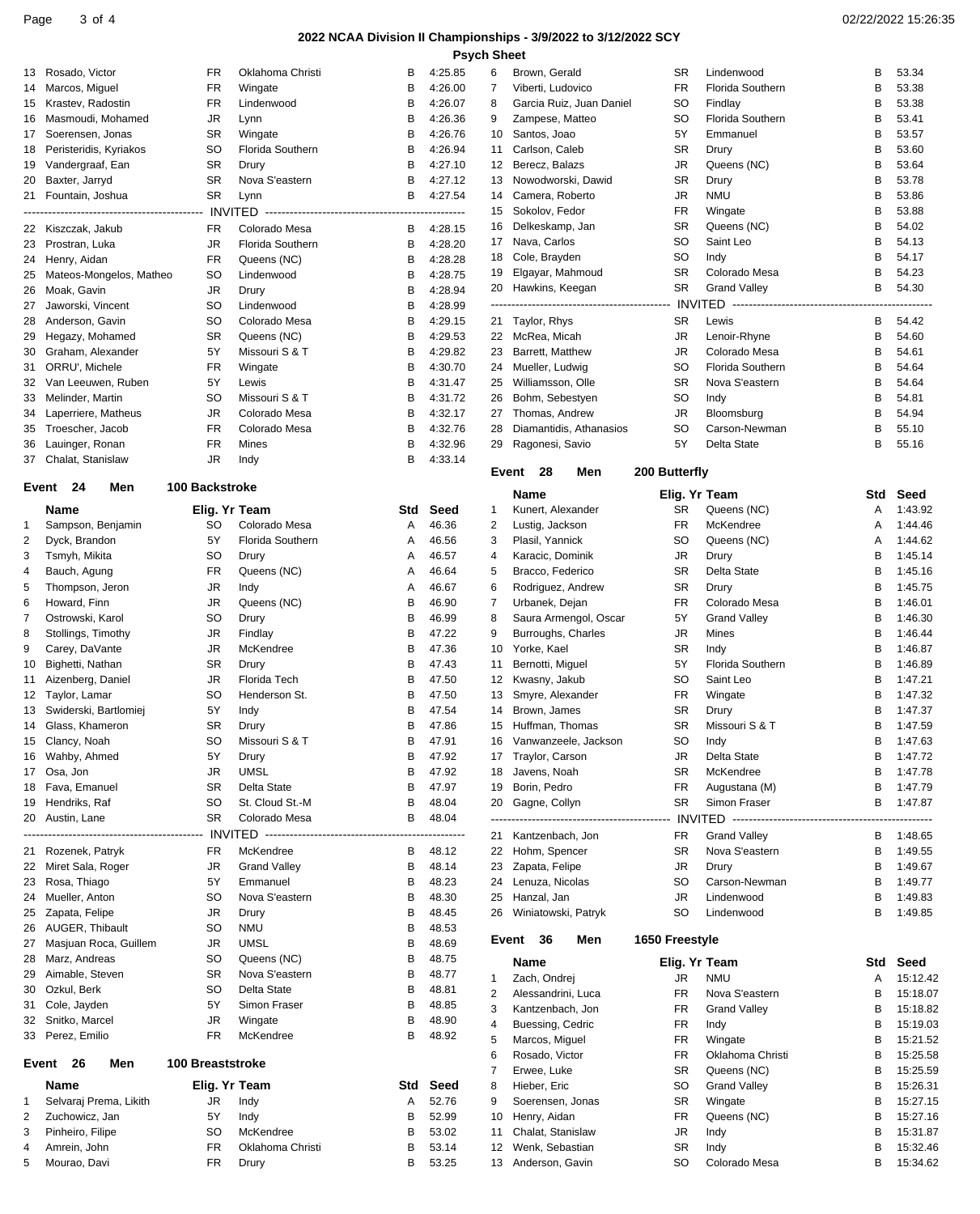## 2022 NCAA Division II Championships - 3/9/2022 to 3/12/2022 SCY

### Psych Sheet

| # | Name | Elig. Yr | Team | Std | Seed |
|---|---|---|---|---|---|
| 13 | Rosado, Victor | FR | Oklahoma Christi | B | 4:25.85 |
| 14 | Marcos, Miguel | FR | Wingate | B | 4:26.00 |
| 15 | Krastev, Radostin | FR | Lindenwood | B | 4:26.07 |
| 16 | Masmoudi, Mohamed | JR | Lynn | B | 4:26.36 |
| 17 | Soerensen, Jonas | SR | Wingate | B | 4:26.76 |
| 18 | Peristeridis, Kyriakos | SO | Florida Southern | B | 4:26.94 |
| 19 | Vandergraaf, Ean | SR | Drury | B | 4:27.10 |
| 20 | Baxter, Jarryd | SR | Nova S'eastern | B | 4:27.12 |
| 21 | Fountain, Joshua | SR | Lynn | B | 4:27.54 |
| | INVITED | | | | |
| 22 | Kiszczak, Jakub | FR | Colorado Mesa | B | 4:28.15 |
| 23 | Prostran, Luka | JR | Florida Southern | B | 4:28.20 |
| 24 | Henry, Aidan | FR | Queens (NC) | B | 4:28.28 |
| 25 | Mateos-Mongelos, Matheo | SO | Lindenwood | B | 4:28.75 |
| 26 | Moak, Gavin | JR | Drury | B | 4:28.94 |
| 27 | Jaworski, Vincent | SO | Lindenwood | B | 4:28.99 |
| 28 | Anderson, Gavin | SO | Colorado Mesa | B | 4:29.15 |
| 29 | Hegazy, Mohamed | SR | Queens (NC) | B | 4:29.53 |
| 30 | Graham, Alexander | 5Y | Missouri S & T | B | 4:29.82 |
| 31 | ORRU', Michele | FR | Wingate | B | 4:30.70 |
| 32 | Van Leeuwen, Ruben | 5Y | Lewis | B | 4:31.47 |
| 33 | Melinder, Martin | SO | Missouri S & T | B | 4:31.72 |
| 34 | Laperriere, Matheus | JR | Colorado Mesa | B | 4:32.17 |
| 35 | Troescher, Jacob | FR | Colorado Mesa | B | 4:32.76 |
| 36 | Lauinger, Ronan | FR | Mines | B | 4:32.96 |
| 37 | Chalat, Stanislaw | JR | Indy | B | 4:33.14 |

### Event 24 Men 100 Backstroke

| # | Name | Elig. Yr | Team | Std | Seed |
|---|---|---|---|---|---|
| 1 | Sampson, Benjamin | SO | Colorado Mesa | A | 46.36 |
| 2 | Dyck, Brandon | 5Y | Florida Southern | A | 46.56 |
| 3 | Tsmyh, Mikita | SO | Drury | A | 46.57 |
| 4 | Bauch, Agung | FR | Queens (NC) | A | 46.64 |
| 5 | Thompson, Jeron | JR | Indy | A | 46.67 |
| 6 | Howard, Finn | JR | Queens (NC) | B | 46.90 |
| 7 | Ostrowski, Karol | SO | Drury | B | 46.99 |
| 8 | Stollings, Timothy | JR | Findlay | B | 47.22 |
| 9 | Carey, DaVante | JR | McKendree | B | 47.36 |
| 10 | Bighetti, Nathan | SR | Drury | B | 47.43 |
| 11 | Aizenberg, Daniel | JR | Florida Tech | B | 47.50 |
| 12 | Taylor, Lamar | SO | Henderson St. | B | 47.50 |
| 13 | Swiderski, Bartlomiej | 5Y | Indy | B | 47.54 |
| 14 | Glass, Khameron | SR | Drury | B | 47.86 |
| 15 | Clancy, Noah | SO | Missouri S & T | B | 47.91 |
| 16 | Wahby, Ahmed | 5Y | Drury | B | 47.92 |
| 17 | Osa, Jon | JR | UMSL | B | 47.92 |
| 18 | Fava, Emanuel | SR | Delta State | B | 47.97 |
| 19 | Hendriks, Raf | SO | St. Cloud St.-M | B | 48.04 |
| 20 | Austin, Lane | SR | Colorado Mesa | B | 48.04 |
| | INVITED | | | | |
| 21 | Rozenek, Patryk | FR | McKendree | B | 48.12 |
| 22 | Miret Sala, Roger | JR | Grand Valley | B | 48.14 |
| 23 | Rosa, Thiago | 5Y | Emmanuel | B | 48.23 |
| 24 | Mueller, Anton | SO | Nova S'eastern | B | 48.30 |
| 25 | Zapata, Felipe | JR | Drury | B | 48.45 |
| 26 | AUGER, Thibault | SO | NMU | B | 48.53 |
| 27 | Masjuan Roca, Guillem | JR | UMSL | B | 48.69 |
| 28 | Marz, Andreas | SO | Queens (NC) | B | 48.75 |
| 29 | Aimable, Steven | SR | Nova S'eastern | B | 48.77 |
| 30 | Ozkul, Berk | SO | Delta State | B | 48.81 |
| 31 | Cole, Jayden | 5Y | Simon Fraser | B | 48.85 |
| 32 | Snitko, Marcel | JR | Wingate | B | 48.90 |
| 33 | Perez, Emilio | FR | McKendree | B | 48.92 |

### Event 26 Men 100 Breaststroke

| # | Name | Elig. Yr | Team | Std | Seed |
|---|---|---|---|---|---|
| 1 | Selvaraj Prema, Likith | JR | Indy | A | 52.76 |
| 2 | Zuchowicz, Jan | 5Y | Indy | B | 52.99 |
| 3 | Pinheiro, Filipe | SO | McKendree | B | 53.02 |
| 4 | Amrein, John | FR | Oklahoma Christi | B | 53.14 |
| 5 | Mourao, Davi | FR | Drury | B | 53.25 |
| 6 | Brown, Gerald | SR | Lindenwood | B | 53.34 |
| 7 | Viberti, Ludovico | FR | Florida Southern | B | 53.38 |
| 8 | Garcia Ruiz, Juan Daniel | SO | Findlay | B | 53.38 |
| 9 | Zampese, Matteo | SO | Florida Southern | B | 53.41 |
| 10 | Santos, Joao | 5Y | Emmanuel | B | 53.57 |
| 11 | Carlson, Caleb | SR | Drury | B | 53.60 |
| 12 | Berecz, Balazs | JR | Queens (NC) | B | 53.64 |
| 13 | Nowodworski, Dawid | SR | Drury | B | 53.78 |
| 14 | Camera, Roberto | JR | NMU | B | 53.86 |
| 15 | Sokolov, Fedor | FR | Wingate | B | 53.88 |
| 16 | Delkeskamp, Jan | SR | Queens (NC) | B | 54.02 |
| 17 | Nava, Carlos | SO | Saint Leo | B | 54.13 |
| 18 | Cole, Brayden | SO | Indy | B | 54.17 |
| 19 | Elgayar, Mahmoud | SR | Colorado Mesa | B | 54.23 |
| 20 | Hawkins, Keegan | SR | Grand Valley | B | 54.30 |
| | INVITED | | | | |
| 21 | Taylor, Rhys | SR | Lewis | B | 54.42 |
| 22 | McRea, Micah | JR | Lenoir-Rhyne | B | 54.60 |
| 23 | Barrett, Matthew | JR | Colorado Mesa | B | 54.61 |
| 24 | Mueller, Ludwig | SO | Florida Southern | B | 54.64 |
| 25 | Williamsson, Olle | SR | Nova S'eastern | B | 54.64 |
| 26 | Bohm, Sebestyen | SO | Indy | B | 54.81 |
| 27 | Thomas, Andrew | JR | Bloomsburg | B | 54.94 |
| 28 | Diamantidis, Athanasios | SO | Carson-Newman | B | 55.10 |
| 29 | Ragonesi, Savio | 5Y | Delta State | B | 55.16 |

### Event 28 Men 200 Butterfly

| # | Name | Elig. Yr | Team | Std | Seed |
|---|---|---|---|---|---|
| 1 | Kunert, Alexander | SR | Queens (NC) | A | 1:43.92 |
| 2 | Lustig, Jackson | FR | McKendree | A | 1:44.46 |
| 3 | Plasil, Yannick | SO | Queens (NC) | A | 1:44.62 |
| 4 | Karacic, Dominik | JR | Drury | B | 1:45.14 |
| 5 | Bracco, Federico | SR | Delta State | B | 1:45.16 |
| 6 | Rodriguez, Andrew | SR | Drury | B | 1:45.75 |
| 7 | Urbanek, Dejan | FR | Colorado Mesa | B | 1:46.01 |
| 8 | Saura Armengol, Oscar | 5Y | Grand Valley | B | 1:46.30 |
| 9 | Burroughs, Charles | JR | Mines | B | 1:46.44 |
| 10 | Yorke, Kael | SR | Indy | B | 1:46.87 |
| 11 | Bernotti, Miguel | 5Y | Florida Southern | B | 1:46.89 |
| 12 | Kwasny, Jakub | SO | Saint Leo | B | 1:47.21 |
| 13 | Smyre, Alexander | FR | Wingate | B | 1:47.32 |
| 14 | Brown, James | SR | Drury | B | 1:47.37 |
| 15 | Huffman, Thomas | SR | Missouri S & T | B | 1:47.59 |
| 16 | Vanwanzeele, Jackson | SO | Indy | B | 1:47.63 |
| 17 | Traylor, Carson | JR | Delta State | B | 1:47.72 |
| 18 | Javens, Noah | SR | McKendree | B | 1:47.78 |
| 19 | Borin, Pedro | FR | Augustana (M) | B | 1:47.79 |
| 20 | Gagne, Collyn | SR | Simon Fraser | B | 1:47.87 |
| | INVITED | | | | |
| 21 | Kantzenbach, Jon | FR | Grand Valley | B | 1:48.65 |
| 22 | Hohm, Spencer | SR | Nova S'eastern | B | 1:49.55 |
| 23 | Zapata, Felipe | JR | Drury | B | 1:49.67 |
| 24 | Lenuza, Nicolas | SO | Carson-Newman | B | 1:49.77 |
| 25 | Hanzal, Jan | JR | Lindenwood | B | 1:49.83 |
| 26 | Winiatowski, Patryk | SO | Lindenwood | B | 1:49.85 |

### Event 36 Men 1650 Freestyle

| # | Name | Elig. Yr | Team | Std | Seed |
|---|---|---|---|---|---|
| 1 | Zach, Ondrej | JR | NMU | A | 15:12.42 |
| 2 | Alessandrini, Luca | FR | Nova S'eastern | B | 15:18.07 |
| 3 | Kantzenbach, Jon | FR | Grand Valley | B | 15:18.82 |
| 4 | Buessing, Cedric | FR | Indy | B | 15:19.03 |
| 5 | Marcos, Miguel | FR | Wingate | B | 15:21.52 |
| 6 | Rosado, Victor | FR | Oklahoma Christi | B | 15:25.58 |
| 7 | Erwee, Luke | SR | Queens (NC) | B | 15:25.59 |
| 8 | Hieber, Eric | SO | Grand Valley | B | 15:26.31 |
| 9 | Soerensen, Jonas | SR | Wingate | B | 15:27.15 |
| 10 | Henry, Aidan | FR | Queens (NC) | B | 15:27.16 |
| 11 | Chalat, Stanislaw | JR | Indy | B | 15:31.87 |
| 12 | Wenk, Sebastian | SR | Indy | B | 15:32.46 |
| 13 | Anderson, Gavin | SO | Colorado Mesa | B | 15:34.62 |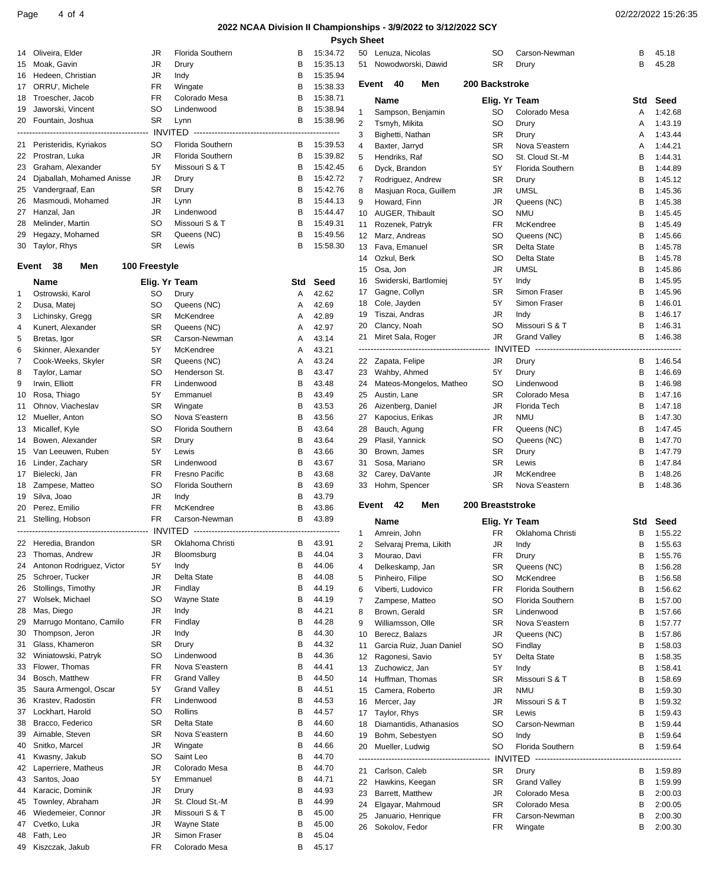# 2022 NCAA Division II Championships - 3/9/2022 to 3/12/2022 SCY

## Psych Sheet

| # | Name | Elig. Yr | Team | Std | Seed |
|---|---|---|---|---|---|
| 14 | Oliveira, Elder | JR | Florida Southern | B | 15:34.72 |
| 15 | Moak, Gavin | JR | Drury | B | 15:35.13 |
| 16 | Hedeen, Christian | JR | Indy | B | 15:35.94 |
| 17 | ORRU', Michele | FR | Wingate | B | 15:38.33 |
| 18 | Troescher, Jacob | FR | Colorado Mesa | B | 15:38.71 |
| 19 | Jaworski, Vincent | SO | Lindenwood | B | 15:38.94 |
| 20 | Fountain, Joshua | SR | Lynn | B | 15:38.96 |
| | INVITED | | | | |
| 21 | Peristeridis, Kyriakos | SO | Florida Southern | B | 15:39.53 |
| 22 | Prostran, Luka | JR | Florida Southern | B | 15:39.82 |
| 23 | Graham, Alexander | 5Y | Missouri S & T | B | 15:42.45 |
| 24 | Djaballah, Mohamed Anisse | JR | Drury | B | 15:42.72 |
| 25 | Vandergraaf, Ean | SR | Drury | B | 15:42.76 |
| 26 | Masmoudi, Mohamed | JR | Lynn | B | 15:44.13 |
| 27 | Hanzal, Jan | JR | Lindenwood | B | 15:44.47 |
| 28 | Melinder, Martin | SO | Missouri S & T | B | 15:49.31 |
| 29 | Hegazy, Mohamed | SR | Queens (NC) | B | 15:49.56 |
| 30 | Taylor, Rhys | SR | Lewis | B | 15:58.30 |

### Event 38 Men 100 Freestyle

| # | Name | Elig. Yr | Team | Std | Seed |
|---|---|---|---|---|---|
| 1 | Ostrowski, Karol | SO | Drury | A | 42.62 |
| 2 | Dusa, Matej | SO | Queens (NC) | A | 42.69 |
| 3 | Lichinsky, Gregg | SR | McKendree | A | 42.89 |
| 4 | Kunert, Alexander | SR | Queens (NC) | A | 42.97 |
| 5 | Bretas, Igor | SR | Carson-Newman | A | 43.14 |
| 6 | Skinner, Alexander | 5Y | McKendree | A | 43.21 |
| 7 | Cook-Weeks, Skyler | SR | Queens (NC) | A | 43.24 |
| 8 | Taylor, Lamar | SO | Henderson St. | B | 43.47 |
| 9 | Irwin, Elliott | FR | Lindenwood | B | 43.48 |
| 10 | Rosa, Thiago | 5Y | Emmanuel | B | 43.49 |
| 11 | Ohnov, Viacheslav | SR | Wingate | B | 43.53 |
| 12 | Mueller, Anton | SO | Nova S'eastern | B | 43.56 |
| 13 | Micallef, Kyle | SO | Florida Southern | B | 43.64 |
| 14 | Bowen, Alexander | SR | Drury | B | 43.64 |
| 15 | Van Leeuwen, Ruben | 5Y | Lewis | B | 43.66 |
| 16 | Linder, Zachary | SR | Lindenwood | B | 43.67 |
| 17 | Bielecki, Jan | FR | Fresno Pacific | B | 43.68 |
| 18 | Zampese, Matteo | SO | Florida Southern | B | 43.69 |
| 19 | Silva, Joao | JR | Indy | B | 43.79 |
| 20 | Perez, Emilio | FR | McKendree | B | 43.86 |
| 21 | Stelling, Hobson | FR | Carson-Newman | B | 43.89 |
| | INVITED | | | | |
| 22 | Heredia, Brandon | SR | Oklahoma Christi | B | 43.91 |
| 23 | Thomas, Andrew | JR | Bloomsburg | B | 44.04 |
| 24 | Antonon Rodriguez, Victor | 5Y | Indy | B | 44.06 |
| 25 | Schroer, Tucker | JR | Delta State | B | 44.08 |
| 26 | Stollings, Timothy | JR | Findlay | B | 44.19 |
| 27 | Wolsek, Michael | SO | Wayne State | B | 44.19 |
| 28 | Mas, Diego | JR | Indy | B | 44.21 |
| 29 | Marrugo Montano, Camilo | FR | Findlay | B | 44.28 |
| 30 | Thompson, Jeron | JR | Indy | B | 44.30 |
| 31 | Glass, Khameron | SR | Drury | B | 44.32 |
| 32 | Winiatowski, Patryk | SO | Lindenwood | B | 44.36 |
| 33 | Flower, Thomas | FR | Nova S'eastern | B | 44.41 |
| 34 | Bosch, Matthew | FR | Grand Valley | B | 44.50 |
| 35 | Saura Armengol, Oscar | 5Y | Grand Valley | B | 44.51 |
| 36 | Krastev, Radostin | FR | Lindenwood | B | 44.53 |
| 37 | Lockhart, Harold | SO | Rollins | B | 44.57 |
| 38 | Bracco, Federico | SR | Delta State | B | 44.60 |
| 39 | Aimable, Steven | SR | Nova S'eastern | B | 44.60 |
| 40 | Snitko, Marcel | JR | Wingate | B | 44.66 |
| 41 | Kwasny, Jakub | SO | Saint Leo | B | 44.70 |
| 42 | Laperriere, Matheus | JR | Colorado Mesa | B | 44.70 |
| 43 | Santos, Joao | 5Y | Emmanuel | B | 44.71 |
| 44 | Karacic, Dominik | JR | Drury | B | 44.93 |
| 45 | Townley, Abraham | JR | St. Cloud St.-M | B | 44.99 |
| 46 | Wiedemeier, Connor | JR | Missouri S & T | B | 45.00 |
| 47 | Cvetko, Luka | JR | Wayne State | B | 45.00 |
| 48 | Fath, Leo | JR | Simon Fraser | B | 45.04 |
| 49 | Kiszczak, Jakub | FR | Colorado Mesa | B | 45.17 |
| 50 | Lenuza, Nicolas | SO | Carson-Newman | B | 45.18 |
| 51 | Nowodworski, Dawid | SR | Drury | B | 45.28 |

### Event 40 Men 200 Backstroke

| # | Name | Elig. Yr | Team | Std | Seed |
|---|---|---|---|---|---|
| 1 | Sampson, Benjamin | SO | Colorado Mesa | A | 1:42.68 |
| 2 | Tsmyh, Mikita | SO | Drury | A | 1:43.19 |
| 3 | Bighetti, Nathan | SR | Drury | A | 1:43.44 |
| 4 | Baxter, Jarryd | SR | Nova S'eastern | A | 1:44.21 |
| 5 | Hendriks, Raf | SO | St. Cloud St.-M | B | 1:44.31 |
| 6 | Dyck, Brandon | 5Y | Florida Southern | B | 1:44.89 |
| 7 | Rodriguez, Andrew | SR | Drury | B | 1:45.12 |
| 8 | Masjuan Roca, Guillem | JR | UMSL | B | 1:45.36 |
| 9 | Howard, Finn | JR | Queens (NC) | B | 1:45.38 |
| 10 | AUGER, Thibault | SO | NMU | B | 1:45.45 |
| 11 | Rozenek, Patryk | FR | McKendree | B | 1:45.49 |
| 12 | Marz, Andreas | SO | Queens (NC) | B | 1:45.66 |
| 13 | Fava, Emanuel | SR | Delta State | B | 1:45.78 |
| 14 | Ozkul, Berk | SO | Delta State | B | 1:45.78 |
| 15 | Osa, Jon | JR | UMSL | B | 1:45.86 |
| 16 | Swiderski, Bartlomiej | 5Y | Indy | B | 1:45.95 |
| 17 | Gagne, Collyn | SR | Simon Fraser | B | 1:45.96 |
| 18 | Cole, Jayden | 5Y | Simon Fraser | B | 1:46.01 |
| 19 | Tiszai, Andras | JR | Indy | B | 1:46.17 |
| 20 | Clancy, Noah | SO | Missouri S & T | B | 1:46.31 |
| 21 | Miret Sala, Roger | JR | Grand Valley | B | 1:46.38 |
| | INVITED | | | | |
| 22 | Zapata, Felipe | JR | Drury | B | 1:46.54 |
| 23 | Wahby, Ahmed | 5Y | Drury | B | 1:46.69 |
| 24 | Mateos-Mongelos, Matheo | SO | Lindenwood | B | 1:46.98 |
| 25 | Austin, Lane | SR | Colorado Mesa | B | 1:47.16 |
| 26 | Aizenberg, Daniel | JR | Florida Tech | B | 1:47.18 |
| 27 | Kapocius, Erikas | JR | NMU | B | 1:47.30 |
| 28 | Bauch, Agung | FR | Queens (NC) | B | 1:47.45 |
| 29 | Plasil, Yannick | SO | Queens (NC) | B | 1:47.70 |
| 30 | Brown, James | SR | Drury | B | 1:47.79 |
| 31 | Sosa, Mariano | SR | Lewis | B | 1:47.84 |
| 32 | Carey, DaVante | JR | McKendree | B | 1:48.26 |
| 33 | Hohm, Spencer | SR | Nova S'eastern | B | 1:48.36 |

### Event 42 Men 200 Breaststroke

| # | Name | Elig. Yr | Team | Std | Seed |
|---|---|---|---|---|---|
| 1 | Amrein, John | FR | Oklahoma Christi | B | 1:55.22 |
| 2 | Selvaraj Prema, Likith | JR | Indy | B | 1:55.63 |
| 3 | Mourao, Davi | FR | Drury | B | 1:55.76 |
| 4 | Delkeskamp, Jan | SR | Queens (NC) | B | 1:56.28 |
| 5 | Pinheiro, Filipe | SO | McKendree | B | 1:56.58 |
| 6 | Viberti, Ludovico | FR | Florida Southern | B | 1:56.62 |
| 7 | Zampese, Matteo | SO | Florida Southern | B | 1:57.00 |
| 8 | Brown, Gerald | SR | Lindenwood | B | 1:57.66 |
| 9 | Williamsson, Olle | SR | Nova S'eastern | B | 1:57.77 |
| 10 | Berecz, Balazs | JR | Queens (NC) | B | 1:57.86 |
| 11 | Garcia Ruiz, Juan Daniel | SO | Findlay | B | 1:58.03 |
| 12 | Ragonesi, Savio | 5Y | Delta State | B | 1:58.35 |
| 13 | Zuchowicz, Jan | 5Y | Indy | B | 1:58.41 |
| 14 | Huffman, Thomas | SR | Missouri S & T | B | 1:58.69 |
| 15 | Camera, Roberto | JR | NMU | B | 1:59.30 |
| 16 | Mercer, Jay | JR | Missouri S & T | B | 1:59.32 |
| 17 | Taylor, Rhys | SR | Lewis | B | 1:59.43 |
| 18 | Diamantidis, Athanasios | SO | Carson-Newman | B | 1:59.44 |
| 19 | Bohm, Sebestyen | SO | Indy | B | 1:59.64 |
| 20 | Mueller, Ludwig | SO | Florida Southern | B | 1:59.64 |
| | INVITED | | | | |
| 21 | Carlson, Caleb | SR | Drury | B | 1:59.89 |
| 22 | Hawkins, Keegan | SR | Grand Valley | B | 1:59.99 |
| 23 | Barrett, Matthew | JR | Colorado Mesa | B | 2:00.03 |
| 24 | Elgayar, Mahmoud | SR | Colorado Mesa | B | 2:00.05 |
| 25 | Januario, Henrique | FR | Carson-Newman | B | 2:00.30 |
| 26 | Sokolov, Fedor | FR | Wingate | B | 2:00.30 |